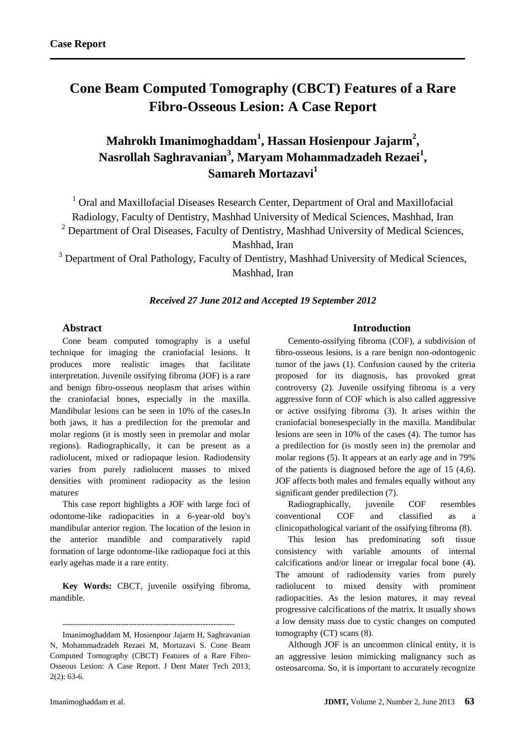**Case Report**

# Cone Beam Computed Tomography (CBCT) Features of a Rare Fibro-Osseous Lesion: A Case Report

## Mahrokh Imanimoghaddam[1], Hassan Hosienpour Jajarm[2], Nasrollah Saghravanian[3], Maryam Mohammadzadeh Rezaei[1], Samareh Mortazavi[1]

[1] Oral and Maxillofacial Diseases Research Center, Department of Oral and Maxillofacial Radiology, Faculty of Dentistry, Mashhad University of Medical Sciences, Mashhad, Iran

[2] Department of Oral Diseases, Faculty of Dentistry, Mashhad University of Medical Sciences, Mashhad, Iran

[3] Department of Oral Pathology, Faculty of Dentistry, Mashhad University of Medical Sciences, Mashhad, Iran

*Received 27 June 2012 and Accepted 19 September 2012*

### Abstract

Cone beam computed tomography is a useful technique for imaging the craniofacial lesions. It produces more realistic images that facilitate interpretation. Juvenile ossifying fibroma (JOF) is a rare and benign fibro-osseous neoplasm that arises within the craniofacial bones, especially in the maxilla. Mandibular lesions can be seen in 10% of the cases.In both jaws, it has a predilection for the premolar and molar regions (it is mostly seen in premolar and molar regions). Radiographically, it can be present as a radiolucent, mixed or radiopaque lesion. Radiodensity varies from purely radiolucent masses to mixed densities with prominent radiopacity as the lesion matures.

This case report highlights a JOF with large foci of odontome-like radiopacities in a 6-year-old boy's mandibular anterior region. The location of the lesion in the anterior mandible and comparatively rapid formation of large odontome-like radiopaque foci at this early agehas made it a rare entity.

**Key Words:** CBCT, juvenile ossifying fibroma, mandible.

---

Imanimoghaddam M, Hosienpour Jajarm H, Saghravanian N, Mohammadzadeh Rezaei M, Mortazavi S. Cone Beam Computed Tomography (CBCT) Features of a Rare Fibro-Osseous Lesion: A Case Report. J Dent Mater Tech 2013; 2(2): 63-6.

### Introduction

Cemento-ossifying fibroma (COF), a subdivision of fibro-osseous lesions, is a rare benign non-odontogenic tumor of the jaws (1). Confusion caused by the criteria proposed for its diagnosis, has provoked great controversy (2). Juvenile ossifying fibroma is a very aggressive form of COF which is also called aggressive or active ossifying fibroma (3). It arises within the craniofacial bonesespecially in the maxilla. Mandibular lesions are seen in 10% of the cases (4). The tumor has a predilection for (is mostly seen in) the premolar and molar regions (5). It appears at an early age and in 79% of the patients is diagnosed before the age of 15 (4,6). JOF affects both males and females equally without any significant gender predilection (7).

Radiographically, juvenile COF resembles conventional COF and classified as a clinicopathological variant of the ossifying fibroma (8).

This lesion has predominating soft tissue consistency with variable amounts of internal calcifications and/or linear or irregular focal bone (4). The amount of radiodensity varies from purely radiolucent to mixed density with prominent radiopacities. As the lesion matures, it may reveal progressive calcifications of the matrix. It usually shows a low density mass due to cystic changes on computed tomography (CT) scans (8).

Although JOF is an uncommon clinical entity, it is an aggressive lesion mimicking malignancy such as osteosarcoma. So, it is important to accurately recognize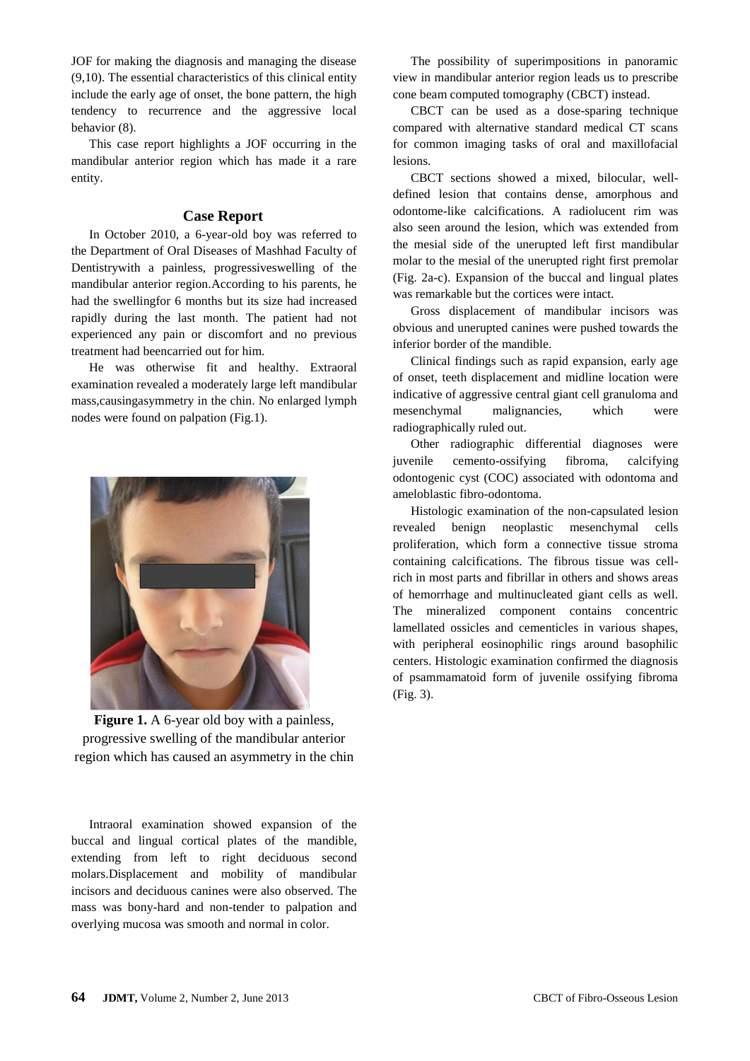JOF for making the diagnosis and managing the disease (9,10). The essential characteristics of this clinical entity include the early age of onset, the bone pattern, the high tendency to recurrence and the aggressive local behavior (8).

This case report highlights a JOF occurring in the mandibular anterior region which has made it a rare entity.

## Case Report

In October 2010, a 6-year-old boy was referred to the Department of Oral Diseases of Mashhad Faculty of Dentistrywith a painless, progressiveswelling of the mandibular anterior region.According to his parents, he had the swellingfor 6 months but its size had increased rapidly during the last month. The patient had not experienced any pain or discomfort and no previous treatment had beencarried out for him.

He was otherwise fit and healthy. Extraoral examination revealed a moderately large left mandibular mass,causingasymmetry in the chin. No enlarged lymph nodes were found on palpation (Fig.1).

**Figure 1.** A 6-year old boy with a painless, progressive swelling of the mandibular anterior region which has caused an asymmetry in the chin

Intraoral examination showed expansion of the buccal and lingual cortical plates of the mandible, extending from left to right deciduous second molars.Displacement and mobility of mandibular incisors and deciduous canines were also observed. The mass was bony-hard and non-tender to palpation and overlying mucosa was smooth and normal in color.

The possibility of superimpositions in panoramic view in mandibular anterior region leads us to prescribe cone beam computed tomography (CBCT) instead.

CBCT can be used as a dose-sparing technique compared with alternative standard medical CT scans for common imaging tasks of oral and maxillofacial lesions.

CBCT sections showed a mixed, bilocular, well-defined lesion that contains dense, amorphous and odontome-like calcifications. A radiolucent rim was also seen around the lesion, which was extended from the mesial side of the unerupted left first mandibular molar to the mesial of the unerupted right first premolar (Fig. 2a-c). Expansion of the buccal and lingual plates was remarkable but the cortices were intact.

Gross displacement of mandibular incisors was obvious and unerupted canines were pushed towards the inferior border of the mandible.

Clinical findings such as rapid expansion, early age of onset, teeth displacement and midline location were indicative of aggressive central giant cell granuloma and mesenchymal malignancies, which were radiographically ruled out.

Other radiographic differential diagnoses were juvenile cemento-ossifying fibroma, calcifying odontogenic cyst (COC) associated with odontoma and ameloblastic fibro-odontoma.

Histologic examination of the non-capsulated lesion revealed benign neoplastic mesenchymal cells proliferation, which form a connective tissue stroma containing calcifications. The fibrous tissue was cell-rich in most parts and fibrillar in others and shows areas of hemorrhage and multinucleated giant cells as well. The mineralized component contains concentric lamellated ossicles and cementicles in various shapes, with peripheral eosinophilic rings around basophilic centers. Histologic examination confirmed the diagnosis of psammamatoid form of juvenile ossifying fibroma (Fig. 3).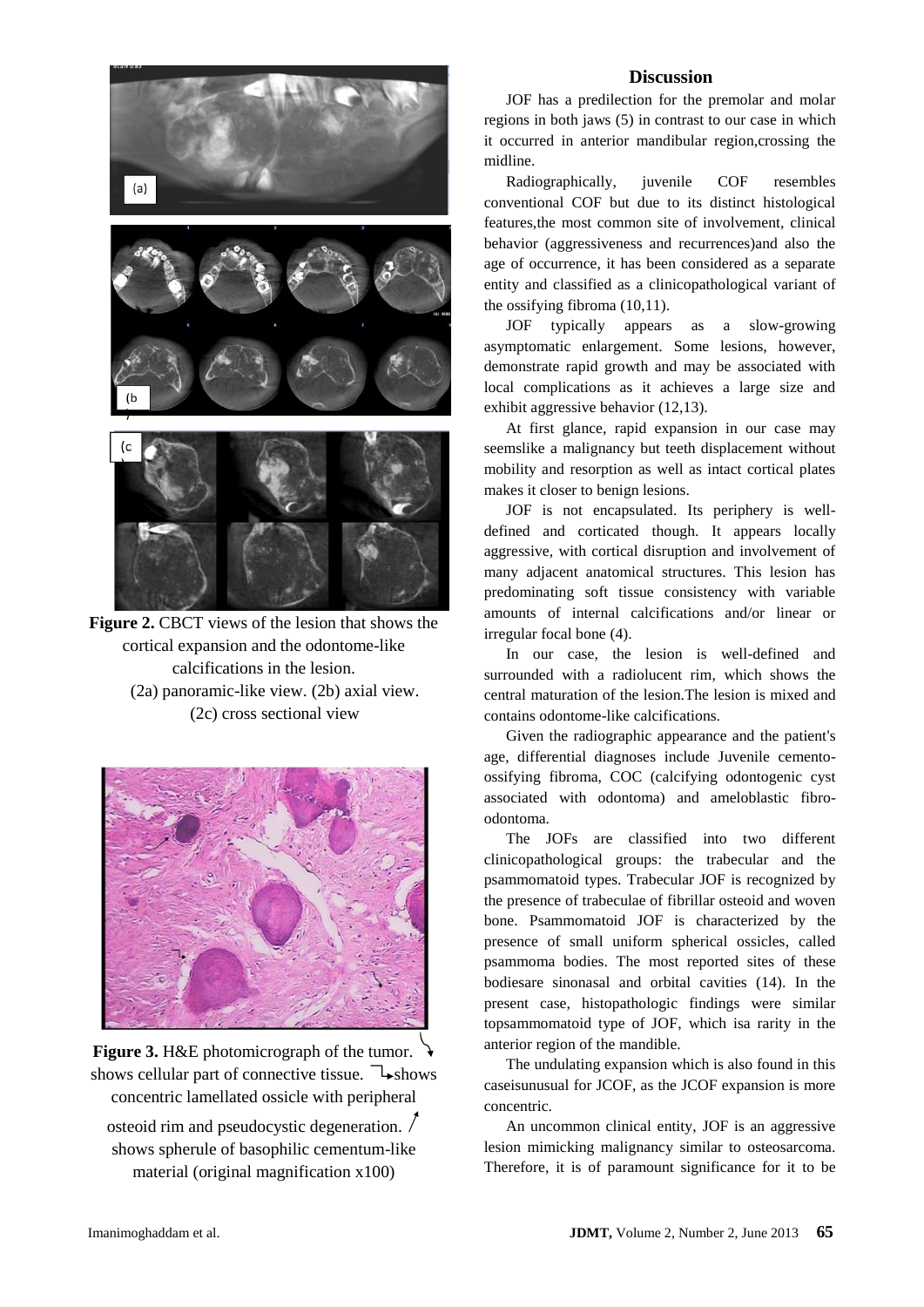**Figure 2.** CBCT views of the lesion that shows the cortical expansion and the odontome-like calcifications in the lesion. (2a) panoramic-like view. (2b) axial view. (2c) cross sectional view

**Figure 3.** H&E photomicrograph of the tumor. ↘ shows cellular part of connective tissue. ↳shows concentric lamellated ossicle with peripheral osteoid rim and pseudocystic degeneration. ↗ shows spherule of basophilic cementum-like material (original magnification x100)

## Discussion

JOF has a predilection for the premolar and molar regions in both jaws (5) in contrast to our case in which it occurred in anterior mandibular region,crossing the midline.

Radiographically, juvenile COF resembles conventional COF but due to its distinct histological features,the most common site of involvement, clinical behavior (aggressiveness and recurrences)and also the age of occurrence, it has been considered as a separate entity and classified as a clinicopathological variant of the ossifying fibroma (10,11).

JOF typically appears as a slow-growing asymptomatic enlargement. Some lesions, however, demonstrate rapid growth and may be associated with local complications as it achieves a large size and exhibit aggressive behavior (12,13).

At first glance, rapid expansion in our case may seemslike a malignancy but teeth displacement without mobility and resorption as well as intact cortical plates makes it closer to benign lesions.

JOF is not encapsulated. Its periphery is well-defined and corticated though. It appears locally aggressive, with cortical disruption and involvement of many adjacent anatomical structures. This lesion has predominating soft tissue consistency with variable amounts of internal calcifications and/or linear or irregular focal bone (4).

In our case, the lesion is well-defined and surrounded with a radiolucent rim, which shows the central maturation of the lesion.The lesion is mixed and contains odontome-like calcifications.

Given the radiographic appearance and the patient's age, differential diagnoses include Juvenile cemento-ossifying fibroma, COC (calcifying odontogenic cyst associated with odontoma) and ameloblastic fibro-odontoma.

The JOFs are classified into two different clinicopathological groups: the trabecular and the psammomatoid types. Trabecular JOF is recognized by the presence of trabeculae of fibrillar osteoid and woven bone. Psammomatoid JOF is characterized by the presence of small uniform spherical ossicles, called psammoma bodies. The most reported sites of these bodiesare sinonasal and orbital cavities (14). In the present case, histopathologic findings were similar topsammomatoid type of JOF, which isa rarity in the anterior region of the mandible.

The undulating expansion which is also found in this caseisunusual for JCOF, as the JCOF expansion is more concentric.

An uncommon clinical entity, JOF is an aggressive lesion mimicking malignancy similar to osteosarcoma. Therefore, it is of paramount significance for it to be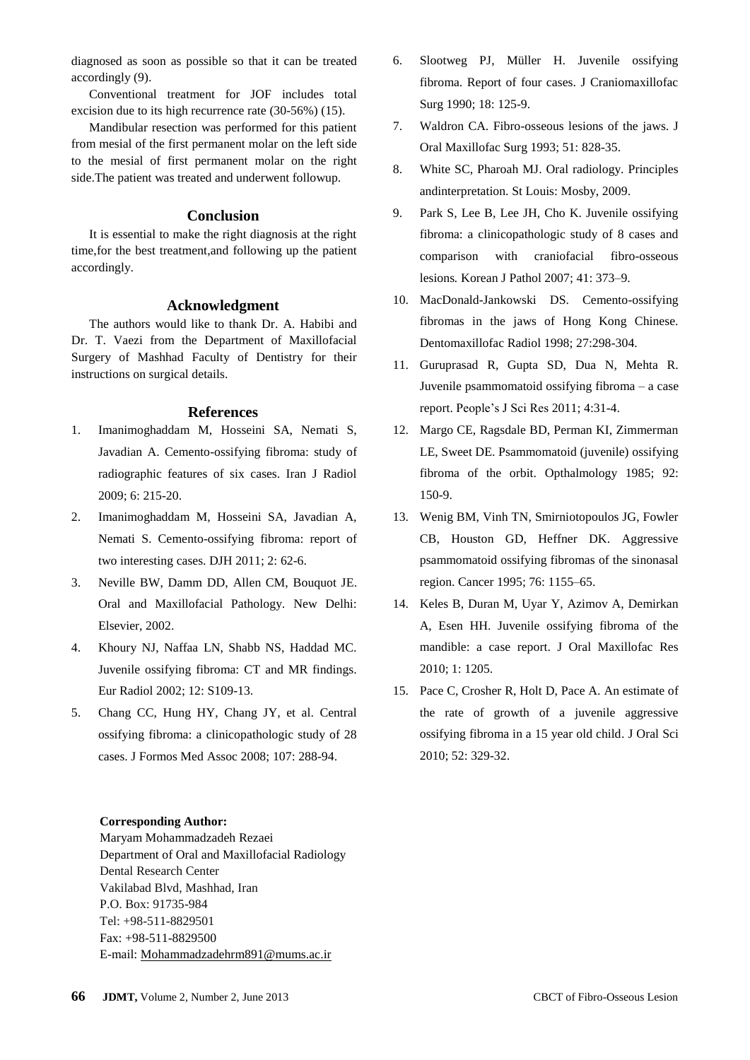diagnosed as soon as possible so that it can be treated accordingly (9).

Conventional treatment for JOF includes total excision due to its high recurrence rate (30-56%) (15).

Mandibular resection was performed for this patient from mesial of the first permanent molar on the left side to the mesial of first permanent molar on the right side.The patient was treated and underwent followup.

## Conclusion

It is essential to make the right diagnosis at the right time,for the best treatment,and following up the patient accordingly.

## Acknowledgment

The authors would like to thank Dr. A. Habibi and Dr. T. Vaezi from the Department of Maxillofacial Surgery of Mashhad Faculty of Dentistry for their instructions on surgical details.

## References

1. Imanimoghaddam M, Hosseini SA, Nemati S, Javadian A. Cemento-ossifying fibroma: study of radiographic features of six cases. Iran J Radiol 2009; 6: 215-20.
2. Imanimoghaddam M, Hosseini SA, Javadian A, Nemati S. Cemento-ossifying fibroma: report of two interesting cases. DJH 2011; 2: 62-6.
3. Neville BW, Damm DD, Allen CM, Bouquot JE. Oral and Maxillofacial Pathology. New Delhi: Elsevier, 2002.
4. Khoury NJ, Naffaa LN, Shabb NS, Haddad MC. Juvenile ossifying fibroma: CT and MR findings. Eur Radiol 2002; 12: S109-13.
5. Chang CC, Hung HY, Chang JY, et al. Central ossifying fibroma: a clinicopathologic study of 28 cases. J Formos Med Assoc 2008; 107: 288-94.
6. Slootweg PJ, Müller H. Juvenile ossifying fibroma. Report of four cases. J Craniomaxillofac Surg 1990; 18: 125-9.
7. Waldron CA. Fibro-osseous lesions of the jaws. J Oral Maxillofac Surg 1993; 51: 828-35.
8. White SC, Pharoah MJ. Oral radiology. Principles andinterpretation. St Louis: Mosby, 2009.
9. Park S, Lee B, Lee JH, Cho K. Juvenile ossifying fibroma: a clinicopathologic study of 8 cases and comparison with craniofacial fibro-osseous lesions. Korean J Pathol 2007; 41: 373–9.
10. MacDonald-Jankowski DS. Cemento-ossifying fibromas in the jaws of Hong Kong Chinese. Dentomaxillofac Radiol 1998; 27:298-304.
11. Guruprasad R, Gupta SD, Dua N, Mehta R. Juvenile psammomatoid ossifying fibroma – a case report. People's J Sci Res 2011; 4:31-4.
12. Margo CE, Ragsdale BD, Perman KI, Zimmerman LE, Sweet DE. Psammomatoid (juvenile) ossifying fibroma of the orbit. Opthalmology 1985; 92: 150-9.
13. Wenig BM, Vinh TN, Smirniotopoulos JG, Fowler CB, Houston GD, Heffner DK. Aggressive psammomatoid ossifying fibromas of the sinonasal region. Cancer 1995; 76: 1155–65.
14. Keles B, Duran M, Uyar Y, Azimov A, Demirkan A, Esen HH. Juvenile ossifying fibroma of the mandible: a case report. J Oral Maxillofac Res 2010; 1: 1205.
15. Pace C, Crosher R, Holt D, Pace A. An estimate of the rate of growth of a juvenile aggressive ossifying fibroma in a 15 year old child. J Oral Sci 2010; 52: 329-32.

**Corresponding Author:**
Maryam Mohammadzadeh Rezaei
Department of Oral and Maxillofacial Radiology
Dental Research Center
Vakilabad Blvd, Mashhad, Iran
P.O. Box: 91735-984
Tel: +98-511-8829501
Fax: +98-511-8829500
E-mail: Mohammadzadehrm891@mums.ac.ir